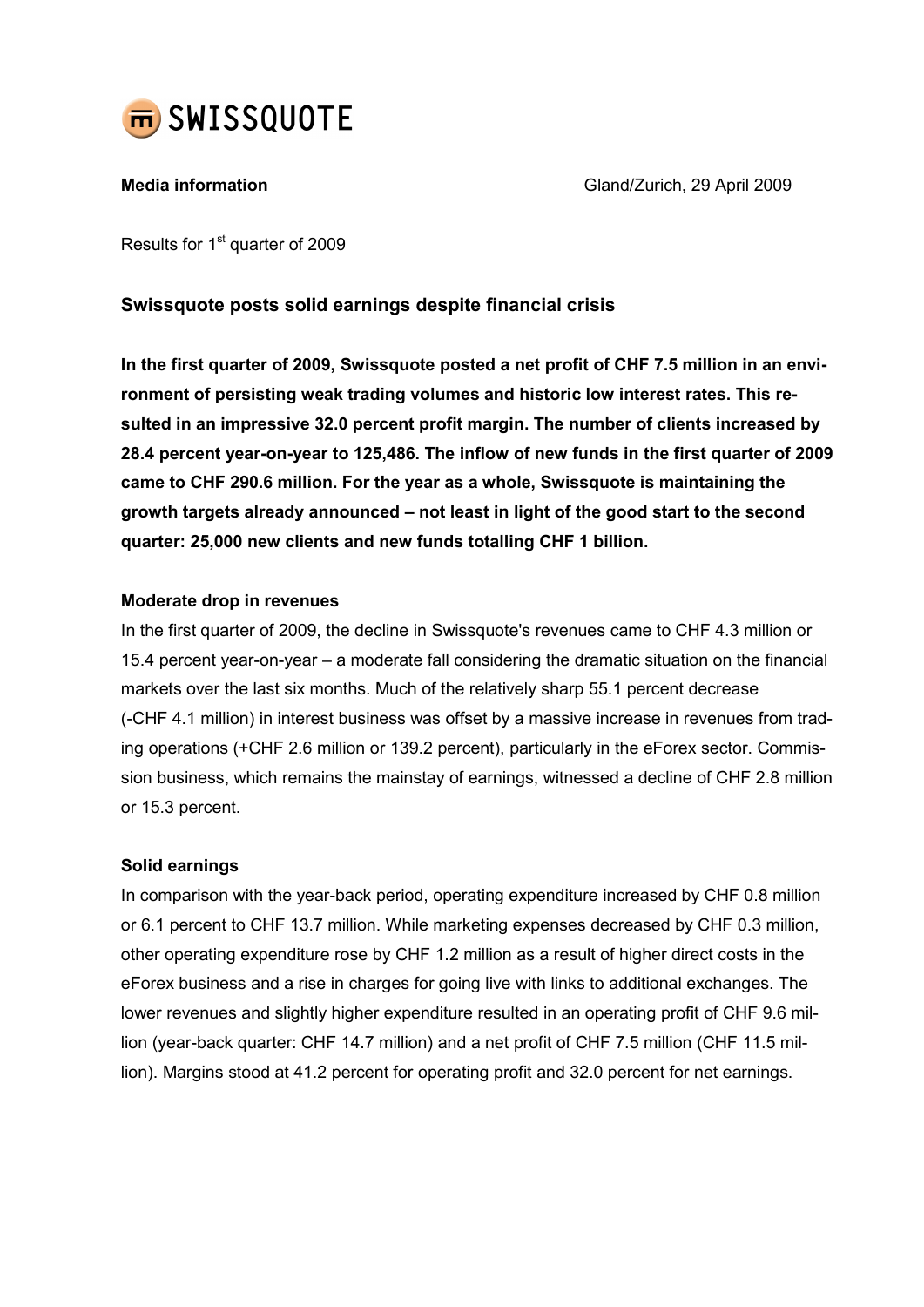SWISSQUOTE

**Media information** Gland/Zurich, 29 April 2009

Results for 1st quarter of 2009

## Swissquote posts solid earnings despite financial crisis

**In the first quarter of 2009, Swissquote posted a net profit of CHF 7.5 million in an environment of persisting weak trading volumes and historic low interest rates. This resulted in an impressive 32.0 percent profit margin. The number of clients increased by 28.4 percent year-on-year to 125,486. The inflow of new funds in the first quarter of 2009 came to CHF 290.6 million. For the year as a whole, Swissquote is maintaining the growth targets already announced – not least in light of the good start to the second quarter: 25,000 new clients and new funds totalling CHF 1 billion.**

**Moderate drop in revenues**

In the first quarter of 2009, the decline in Swissquote's revenues came to CHF 4.3 million or 15.4 percent year-on-year – a moderate fall considering the dramatic situation on the financial markets over the last six months. Much of the relatively sharp 55.1 percent decrease (-CHF 4.1 million) in interest business was offset by a massive increase in revenues from trading operations (+CHF 2.6 million or 139.2 percent), particularly in the eForex sector. Commission business, which remains the mainstay of earnings, witnessed a decline of CHF 2.8 million or 15.3 percent.

**Solid earnings**

In comparison with the year-back period, operating expenditure increased by CHF 0.8 million or 6.1 percent to CHF 13.7 million. While marketing expenses decreased by CHF 0.3 million, other operating expenditure rose by CHF 1.2 million as a result of higher direct costs in the eForex business and a rise in charges for going live with links to additional exchanges. The lower revenues and slightly higher expenditure resulted in an operating profit of CHF 9.6 million (year-back quarter: CHF 14.7 million) and a net profit of CHF 7.5 million (CHF 11.5 million). Margins stood at 41.2 percent for operating profit and 32.0 percent for net earnings.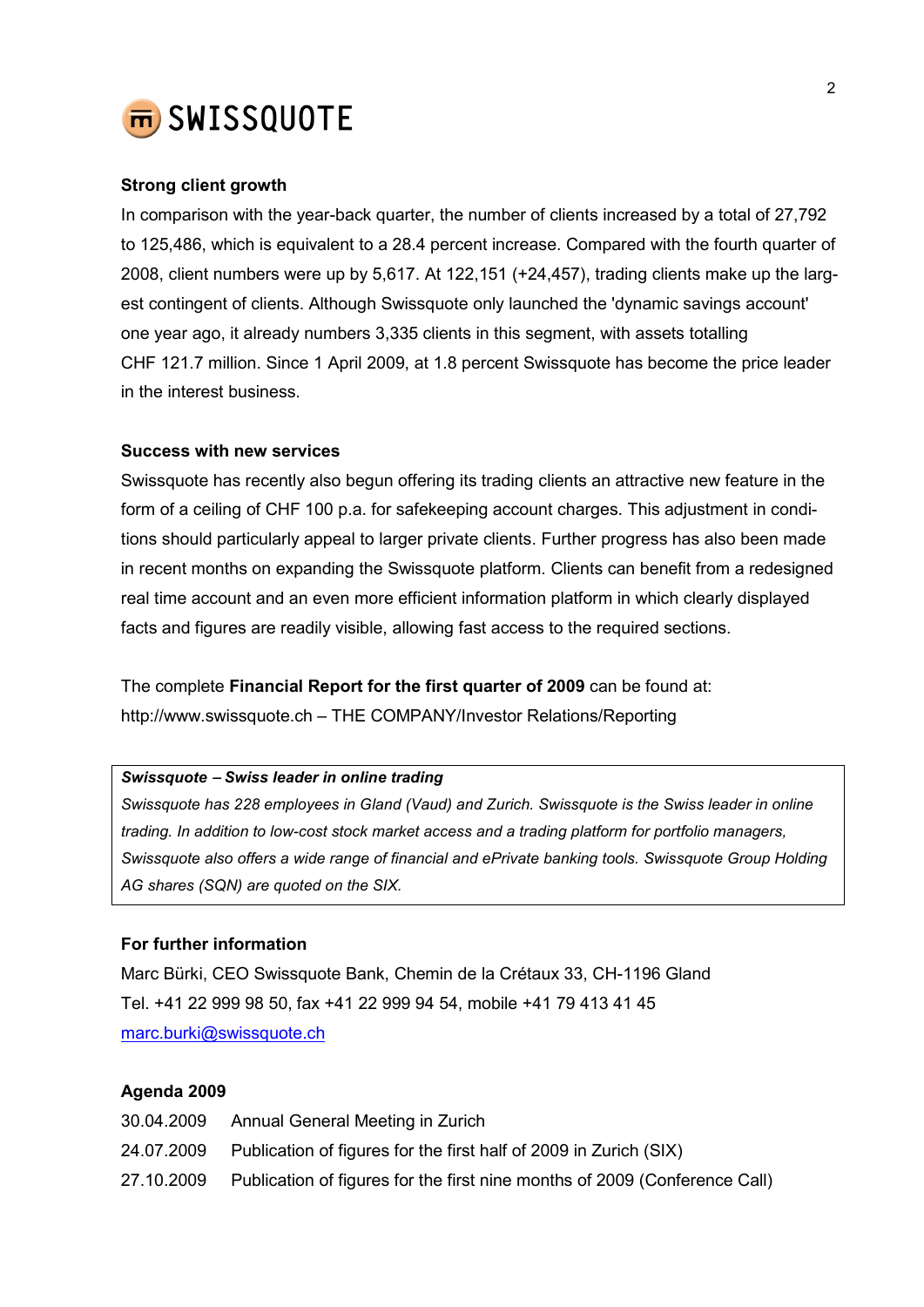**Strong client growth**

In comparison with the year-back quarter, the number of clients increased by a total of 27,792 to 125,486, which is equivalent to a 28.4 percent increase. Compared with the fourth quarter of 2008, client numbers were up by 5,617. At 122,151 (+24,457), trading clients make up the largest contingent of clients. Although Swissquote only launched the 'dynamic savings account' one year ago, it already numbers 3,335 clients in this segment, with assets totalling CHF 121.7 million. Since 1 April 2009, at 1.8 percent Swissquote has become the price leader in the interest business.

**Success with new services**

Swissquote has recently also begun offering its trading clients an attractive new feature in the form of a ceiling of CHF 100 p.a. for safekeeping account charges. This adjustment in conditions should particularly appeal to larger private clients. Further progress has also been made in recent months on expanding the Swissquote platform. Clients can benefit from a redesigned real time account and an even more efficient information platform in which clearly displayed facts and figures are readily visible, allowing fast access to the required sections.

The complete **Financial Report for the first quarter of 2009** can be found at: http://www.swissquote.ch – THE COMPANY/Investor Relations/Reporting

***Swissquote – Swiss leader in online trading***

*Swissquote has 228 employees in Gland (Vaud) and Zurich. Swissquote is the Swiss leader in online trading. In addition to low-cost stock market access and a trading platform for portfolio managers, Swissquote also offers a wide range of financial and ePrivate banking tools. Swissquote Group Holding AG shares (SQN) are quoted on the SIX.*

**For further information**

Marc Bürki, CEO Swissquote Bank, Chemin de la Crétaux 33, CH-1196 Gland
Tel. +41 22 999 98 50, fax +41 22 999 94 54, mobile +41 79 413 41 45
marc.burki@swissquote.ch

**Agenda 2009**

30.04.2009 Annual General Meeting in Zurich
24.07.2009 Publication of figures for the first half of 2009 in Zurich (SIX)
27.10.2009 Publication of figures for the first nine months of 2009 (Conference Call)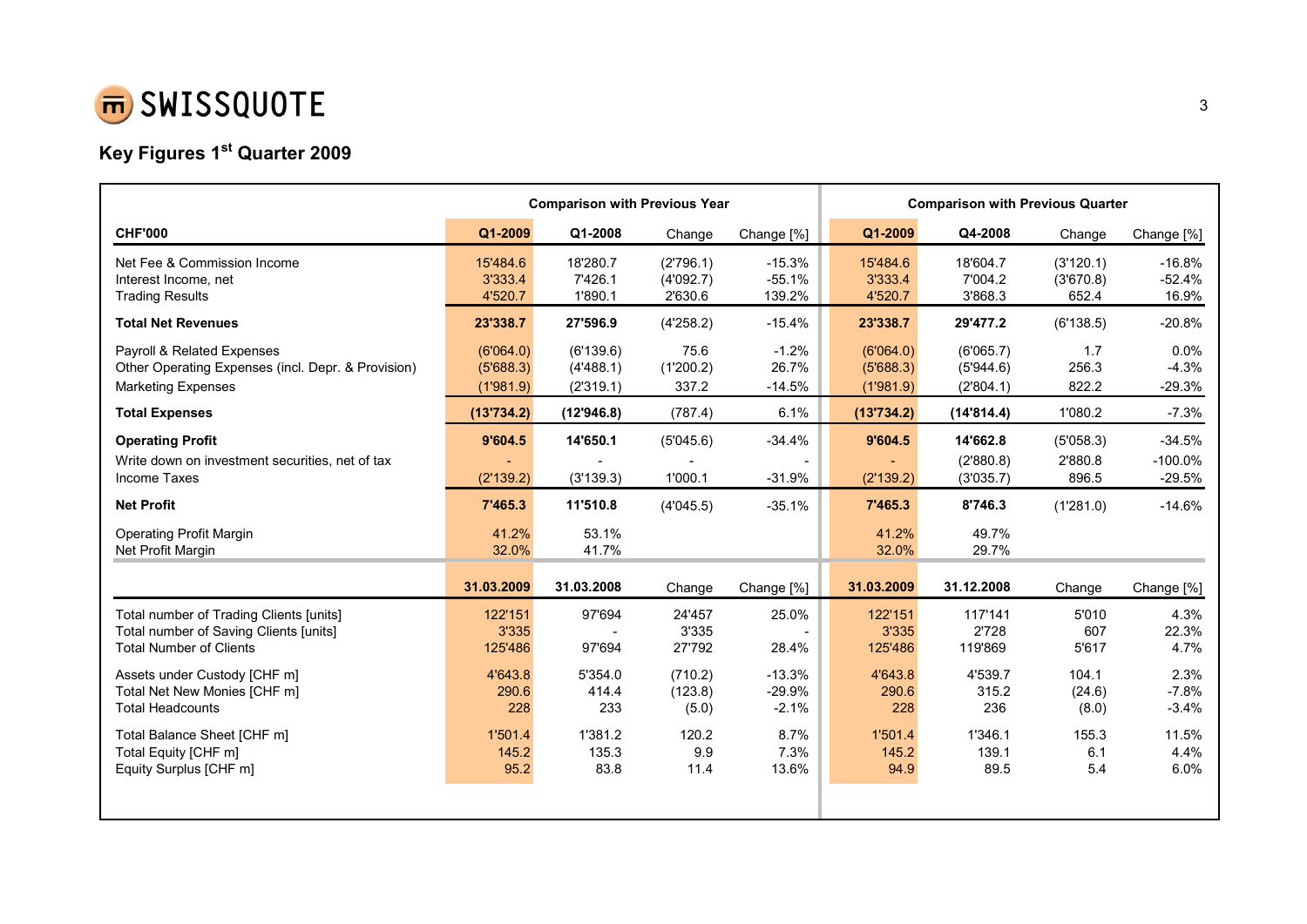SWISSQUOTE

## Key Figures 1st Quarter 2009

| | Comparison with Previous Year | | | | Comparison with Previous Quarter | | | |
|---|---|---|---|---|---|---|---|---|
| **CHF'000** | **Q1-2009** | **Q1-2008** | Change | Change [%] | **Q1-2009** | **Q4-2008** | Change | Change [%] |
| Net Fee & Commission Income | 15'484.6 | 18'280.7 | (2'796.1) | -15.3% | 15'484.6 | 18'604.7 | (3'120.1) | -16.8% |
| Interest Income, net | 3'333.4 | 7'426.1 | (4'092.7) | -55.1% | 3'333.4 | 7'004.2 | (3'670.8) | -52.4% |
| Trading Results | 4'520.7 | 1'890.1 | 2'630.6 | 139.2% | 4'520.7 | 3'868.3 | 652.4 | 16.9% |
| **Total Net Revenues** | **23'338.7** | **27'596.9** | (4'258.2) | -15.4% | **23'338.7** | **29'477.2** | (6'138.5) | -20.8% |
| Payroll & Related Expenses | (6'064.0) | (6'139.6) | 75.6 | -1.2% | (6'064.0) | (6'065.7) | 1.7 | 0.0% |
| Other Operating Expenses (incl. Depr. & Provision) | (5'688.3) | (4'488.1) | (1'200.2) | 26.7% | (5'688.3) | (5'944.6) | 256.3 | -4.3% |
| Marketing Expenses | (1'981.9) | (2'319.1) | 337.2 | -14.5% | (1'981.9) | (2'804.1) | 822.2 | -29.3% |
| **Total Expenses** | **(13'734.2)** | **(12'946.8)** | (787.4) | 6.1% | **(13'734.2)** | **(14'814.4)** | 1'080.2 | -7.3% |
| **Operating Profit** | **9'604.5** | **14'650.1** | (5'045.6) | -34.4% | **9'604.5** | **14'662.8** | (5'058.3) | -34.5% |
| Write down on investment securities, net of tax | - | - | - | - | - | (2'880.8) | 2'880.8 | -100.0% |
| Income Taxes | (2'139.2) | (3'139.3) | 1'000.1 | -31.9% | (2'139.2) | (3'035.7) | 896.5 | -29.5% |
| **Net Profit** | **7'465.3** | **11'510.8** | (4'045.5) | -35.1% | **7'465.3** | **8'746.3** | (1'281.0) | -14.6% |
| Operating Profit Margin | 41.2% | 53.1% | | | 41.2% | 49.7% | | |
| Net Profit Margin | 32.0% | 41.7% | | | 32.0% | 29.7% | | |
| | **31.03.2009** | **31.03.2008** | Change | Change [%] | **31.03.2009** | **31.12.2008** | Change | Change [%] |
| Total number of Trading Clients [units] | 122'151 | 97'694 | 24'457 | 25.0% | 122'151 | 117'141 | 5'010 | 4.3% |
| Total number of Saving Clients [units] | 3'335 | - | 3'335 | - | 3'335 | 2'728 | 607 | 22.3% |
| Total Number of Clients | 125'486 | 97'694 | 27'792 | 28.4% | 125'486 | 119'869 | 5'617 | 4.7% |
| Assets under Custody [CHF m] | 4'643.8 | 5'354.0 | (710.2) | -13.3% | 4'643.8 | 4'539.7 | 104.1 | 2.3% |
| Total Net New Monies [CHF m] | 290.6 | 414.4 | (123.8) | -29.9% | 290.6 | 315.2 | (24.6) | -7.8% |
| Total Headcounts | 228 | 233 | (5.0) | -2.1% | 228 | 236 | (8.0) | -3.4% |
| Total Balance Sheet [CHF m] | 1'501.4 | 1'381.2 | 120.2 | 8.7% | 1'501.4 | 1'346.1 | 155.3 | 11.5% |
| Total Equity [CHF m] | 145.2 | 135.3 | 9.9 | 7.3% | 145.2 | 139.1 | 6.1 | 4.4% |
| Equity Surplus [CHF m] | 95.2 | 83.8 | 11.4 | 13.6% | 94.9 | 89.5 | 5.4 | 6.0% |